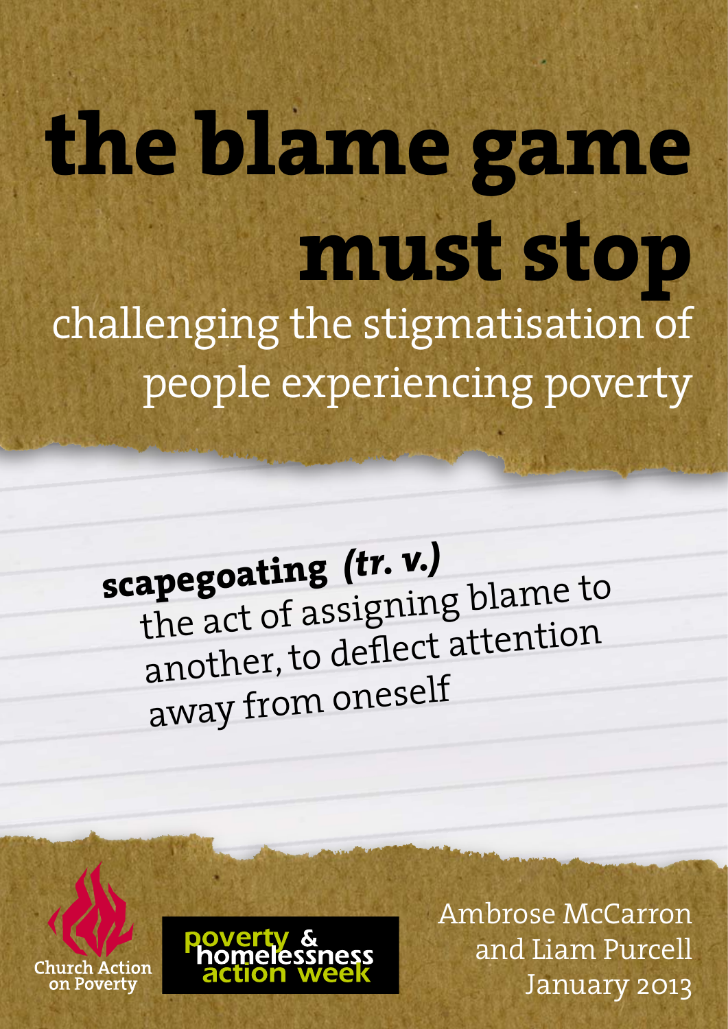# the blame game must stop

## challenging the stigmatisation of people experiencing poverty

**scapegoating** ***(tr. v.)***
the act of assigning blame to another, to deflect attention away from oneself

Church Action on Poverty

poverty & homelessness action week

Ambrose McCarron and Liam Purcell

January 2013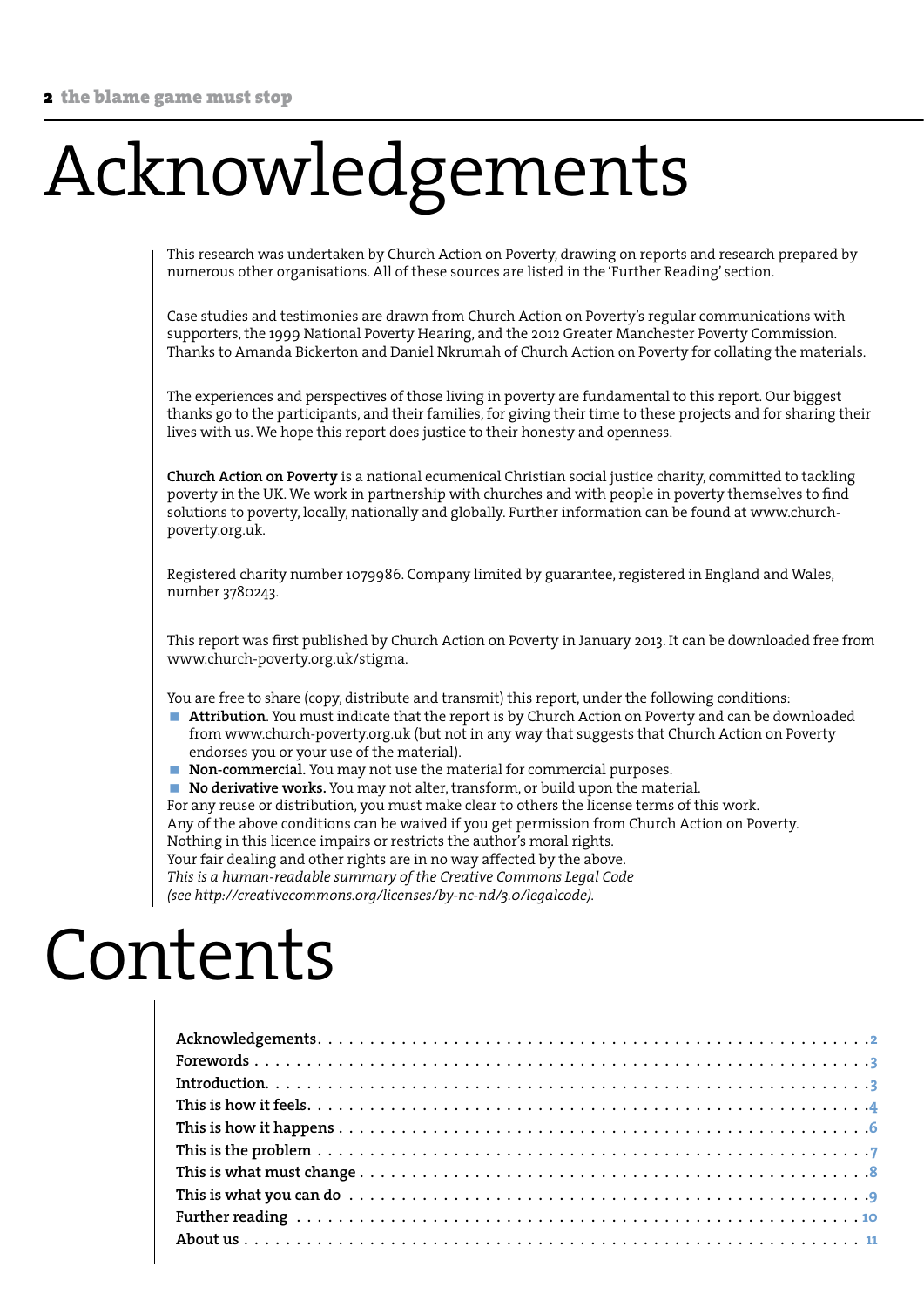# Acknowledgements

This research was undertaken by Church Action on Poverty, drawing on reports and research prepared by numerous other organisations. All of these sources are listed in the 'Further Reading' section.

Case studies and testimonies are drawn from Church Action on Poverty's regular communications with supporters, the 1999 National Poverty Hearing, and the 2012 Greater Manchester Poverty Commission. Thanks to Amanda Bickerton and Daniel Nkrumah of Church Action on Poverty for collating the materials.

The experiences and perspectives of those living in poverty are fundamental to this report. Our biggest thanks go to the participants, and their families, for giving their time to these projects and for sharing their lives with us. We hope this report does justice to their honesty and openness.

**Church Action on Poverty** is a national ecumenical Christian social justice charity, committed to tackling poverty in the UK. We work in partnership with churches and with people in poverty themselves to find solutions to poverty, locally, nationally and globally. Further information can be found at www.church-poverty.org.uk.

Registered charity number 1079986. Company limited by guarantee, registered in England and Wales, number 3780243.

This report was first published by Church Action on Poverty in January 2013. It can be downloaded free from www.church-poverty.org.uk/stigma.

You are free to share (copy, distribute and transmit) this report, under the following conditions:

- **Attribution**. You must indicate that the report is by Church Action on Poverty and can be downloaded from www.church-poverty.org.uk (but not in any way that suggests that Church Action on Poverty endorses you or your use of the material).
- **Non-commercial.** You may not use the material for commercial purposes.
- **No derivative works.** You may not alter, transform, or build upon the material.

For any reuse or distribution, you must make clear to others the license terms of this work.
Any of the above conditions can be waived if you get permission from Church Action on Poverty.
Nothing in this licence impairs or restricts the author's moral rights.
Your fair dealing and other rights are in no way affected by the above.
*This is a human-readable summary of the Creative Commons Legal Code (see http://creativecommons.org/licenses/by-nc-nd/3.0/legalcode).*

# Contents

- **Acknowledgements** . . . 2
- **Forewords** . . . 3
- **Introduction** . . . 3
- **This is how it feels** . . . 4
- **This is how it happens** . . . 6
- **This is the problem** . . . 7
- **This is what must change** . . . 8
- **This is what you can do** . . . 9
- **Further reading** . . . 10
- **About us** . . . 11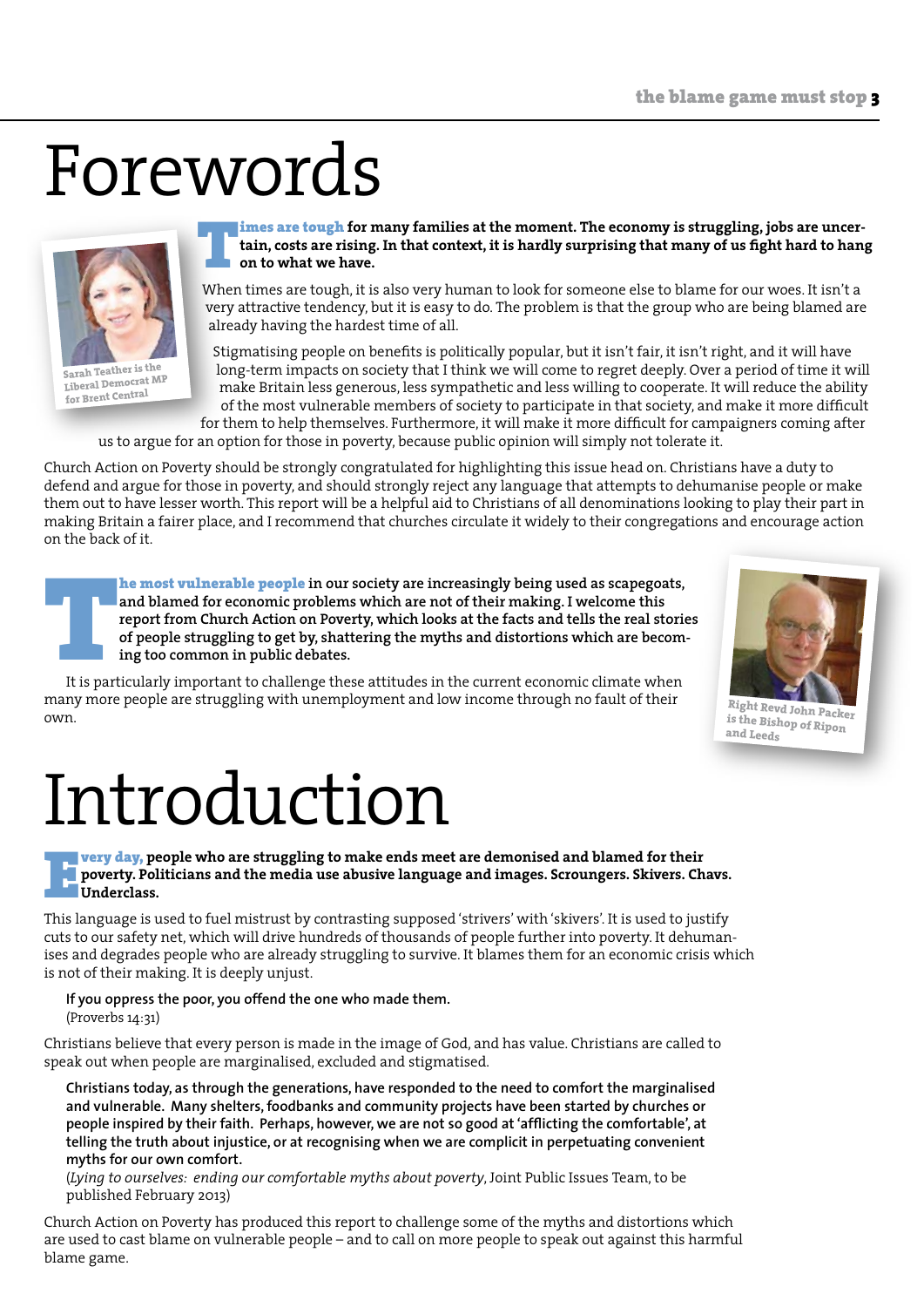# Forewords

Sarah Teather is the Liberal Democrat MP for Brent Central

**Times are tough for many families at the moment. The economy is struggling, jobs are uncertain, costs are rising. In that context, it is hardly surprising that many of us fight hard to hang on to what we have.**

When times are tough, it is also very human to look for someone else to blame for our woes. It isn't a very attractive tendency, but it is easy to do. The problem is that the group who are being blamed are already having the hardest time of all.

Stigmatising people on benefits is politically popular, but it isn't fair, it isn't right, and it will have long-term impacts on society that I think we will come to regret deeply. Over a period of time it will make Britain less generous, less sympathetic and less willing to cooperate. It will reduce the ability of the most vulnerable members of society to participate in that society, and make it more difficult for them to help themselves. Furthermore, it will make it more difficult for campaigners coming after us to argue for an option for those in poverty, because public opinion will simply not tolerate it.

Church Action on Poverty should be strongly congratulated for highlighting this issue head on. Christians have a duty to defend and argue for those in poverty, and should strongly reject any language that attempts to dehumanise people or make them out to have lesser worth. This report will be a helpful aid to Christians of all denominations looking to play their part in making Britain a fairer place, and I recommend that churches circulate it widely to their congregations and encourage action on the back of it.

**The most vulnerable people in our society are increasingly being used as scapegoats, and blamed for economic problems which are not of their making. I welcome this report from Church Action on Poverty, which looks at the facts and tells the real stories of people struggling to get by, shattering the myths and distortions which are becoming too common in public debates.**

It is particularly important to challenge these attitudes in the current economic climate when many more people are struggling with unemployment and low income through no fault of their own.

Right Revd John Packer is the Bishop of Ripon and Leeds

# Introduction

**Every day, people who are struggling to make ends meet are demonised and blamed for their poverty. Politicians and the media use abusive language and images. Scroungers. Skivers. Chavs. Underclass.**

This language is used to fuel mistrust by contrasting supposed 'strivers' with 'skivers'. It is used to justify cuts to our safety net, which will drive hundreds of thousands of people further into poverty. It dehumanises and degrades people who are already struggling to survive. It blames them for an economic crisis which is not of their making. It is deeply unjust.

> **If you oppress the poor, you offend the one who made them.**
> (Proverbs 14:31)

Christians believe that every person is made in the image of God, and has value. Christians are called to speak out when people are marginalised, excluded and stigmatised.

> **Christians today, as through the generations, have responded to the need to comfort the marginalised and vulnerable. Many shelters, foodbanks and community projects have been started by churches or people inspired by their faith. Perhaps, however, we are not so good at 'afflicting the comfortable', at telling the truth about injustice, or at recognising when we are complicit in perpetuating convenient myths for our own comfort.**
> (*Lying to ourselves: ending our comfortable myths about poverty*, Joint Public Issues Team, to be published February 2013)

Church Action on Poverty has produced this report to challenge some of the myths and distortions which are used to cast blame on vulnerable people – and to call on more people to speak out against this harmful blame game.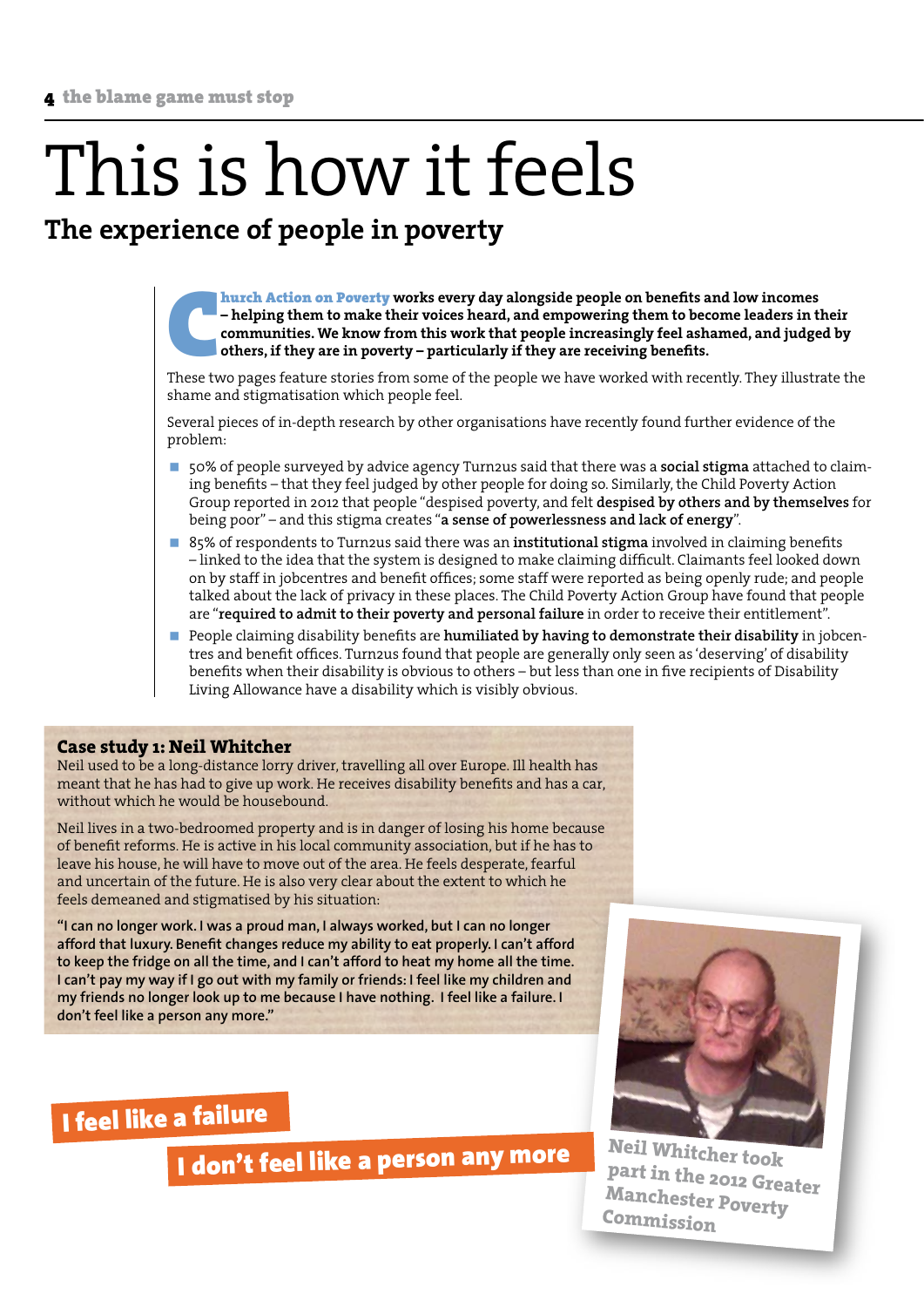# This is how it feels

## The experience of people in poverty

**Church Action on Poverty works every day alongside people on benefits and low incomes – helping them to make their voices heard, and empowering them to become leaders in their communities. We know from this work that people increasingly feel ashamed, and judged by others, if they are in poverty – particularly if they are receiving benefits.**

These two pages feature stories from some of the people we have worked with recently. They illustrate the shame and stigmatisation which people feel.

Several pieces of in-depth research by other organisations have recently found further evidence of the problem:

- 50% of people surveyed by advice agency Turn2us said that there was a **social stigma** attached to claiming benefits – that they feel judged by other people for doing so. Similarly, the Child Poverty Action Group reported in 2012 that people "despised poverty, and felt **despised by others and by themselves** for being poor" – and this stigma creates "**a sense of powerlessness and lack of energy**".
- 85% of respondents to Turn2us said there was an **institutional stigma** involved in claiming benefits – linked to the idea that the system is designed to make claiming difficult. Claimants feel looked down on by staff in jobcentres and benefit offices; some staff were reported as being openly rude; and people talked about the lack of privacy in these places. The Child Poverty Action Group have found that people are "**required to admit to their poverty and personal failure** in order to receive their entitlement".
- People claiming disability benefits are **humiliated by having to demonstrate their disability** in jobcentres and benefit offices. Turn2us found that people are generally only seen as 'deserving' of disability benefits when their disability is obvious to others – but less than one in five recipients of Disability Living Allowance have a disability which is visibly obvious.

### Case study 1: Neil Whitcher

Neil used to be a long-distance lorry driver, travelling all over Europe. Ill health has meant that he has had to give up work. He receives disability benefits and has a car, without which he would be housebound.

Neil lives in a two-bedroomed property and is in danger of losing his home because of benefit reforms. He is active in his local community association, but if he has to leave his house, he will have to move out of the area. He feels desperate, fearful and uncertain of the future. He is also very clear about the extent to which he feels demeaned and stigmatised by his situation:

**"I can no longer work. I was a proud man, I always worked, but I can no longer afford that luxury. Benefit changes reduce my ability to eat properly. I can't afford to keep the fridge on all the time, and I can't afford to heat my home all the time. I can't pay my way if I go out with my family or friends: I feel like my children and my friends no longer look up to me because I have nothing. I feel like a failure. I don't feel like a person any more."**

**I feel like a failure**

**I don't feel like a person any more**

Neil Whitcher took part in the 2012 Greater Manchester Poverty Commission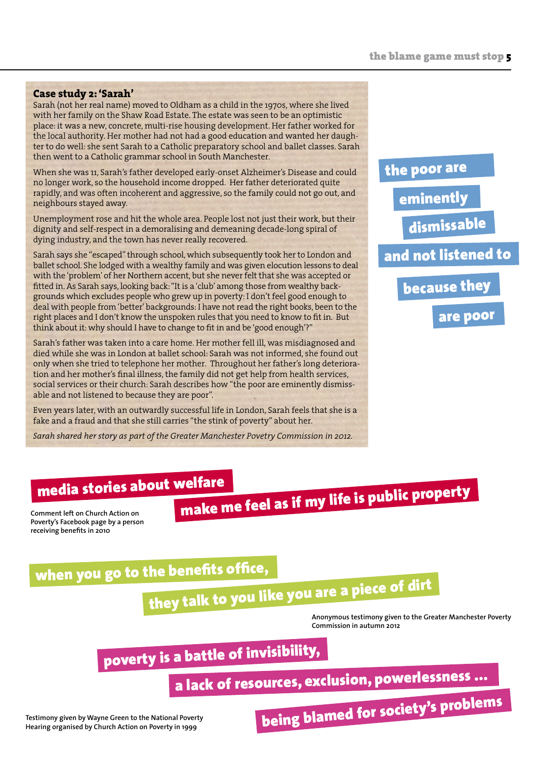### Case study 2: 'Sarah'

Sarah (not her real name) moved to Oldham as a child in the 1970s, where she lived with her family on the Shaw Road Estate. The estate was seen to be an optimistic place: it was a new, concrete, multi-rise housing development. Her father worked for the local authority. Her mother had not had a good education and wanted her daughter to do well: she sent Sarah to a Catholic preparatory school and ballet classes. Sarah then went to a Catholic grammar school in South Manchester.

When she was 11, Sarah's father developed early-onset Alzheimer's Disease and could no longer work, so the household income dropped. Her father deteriorated quite rapidly, and was often incoherent and aggressive, so the family could not go out, and neighbours stayed away.

Unemployment rose and hit the whole area. People lost not just their work, but their dignity and self-respect in a demoralising and demeaning decade-long spiral of dying industry, and the town has never really recovered.

Sarah says she "escaped" through school, which subsequently took her to London and ballet school. She lodged with a wealthy family and was given elocution lessons to deal with the 'problem' of her Northern accent, but she never felt that she was accepted or fitted in. As Sarah says, looking back: "It is a 'club' among those from wealthy backgrounds which excludes people who grew up in poverty: I don't feel good enough to deal with people from 'better' backgrounds: I have not read the right books, been to the right places and I don't know the unspoken rules that you need to know to fit in. But think about it: why should I have to change to fit in and be 'good enough'?"

Sarah's father was taken into a care home. Her mother fell ill, was misdiagnosed and died while she was in London at ballet school: Sarah was not informed, she found out only when she tried to telephone her mother. Throughout her father's long deterioration and her mother's final illness, the family did not get help from health services, social services or their church: Sarah describes how "the poor are eminently dismissable and not listened to because they are poor".

Even years later, with an outwardly successful life in London, Sarah feels that she is a fake and a fraud and that she still carries "the stink of poverty" about her.

*Sarah shared her story as part of the Greater Manchester Povetry Commission in 2012.*

**the poor are eminently dismissable and not listened to because they are poor**

**media stories about welfare make me feel as if my life is public property**

Comment left on Church Action on Poverty's Facebook page by a person receiving benefits in 2010

**when you go to the benefits office, they talk to you like you are a piece of dirt**

Anonymous testimony given to the Greater Manchester Poverty Commission in autumn 2012

**poverty is a battle of invisibility, a lack of resources, exclusion, powerlessness ... being blamed for society's problems**

Testimony given by Wayne Green to the National Poverty Hearing organised by Church Action on Poverty in 1999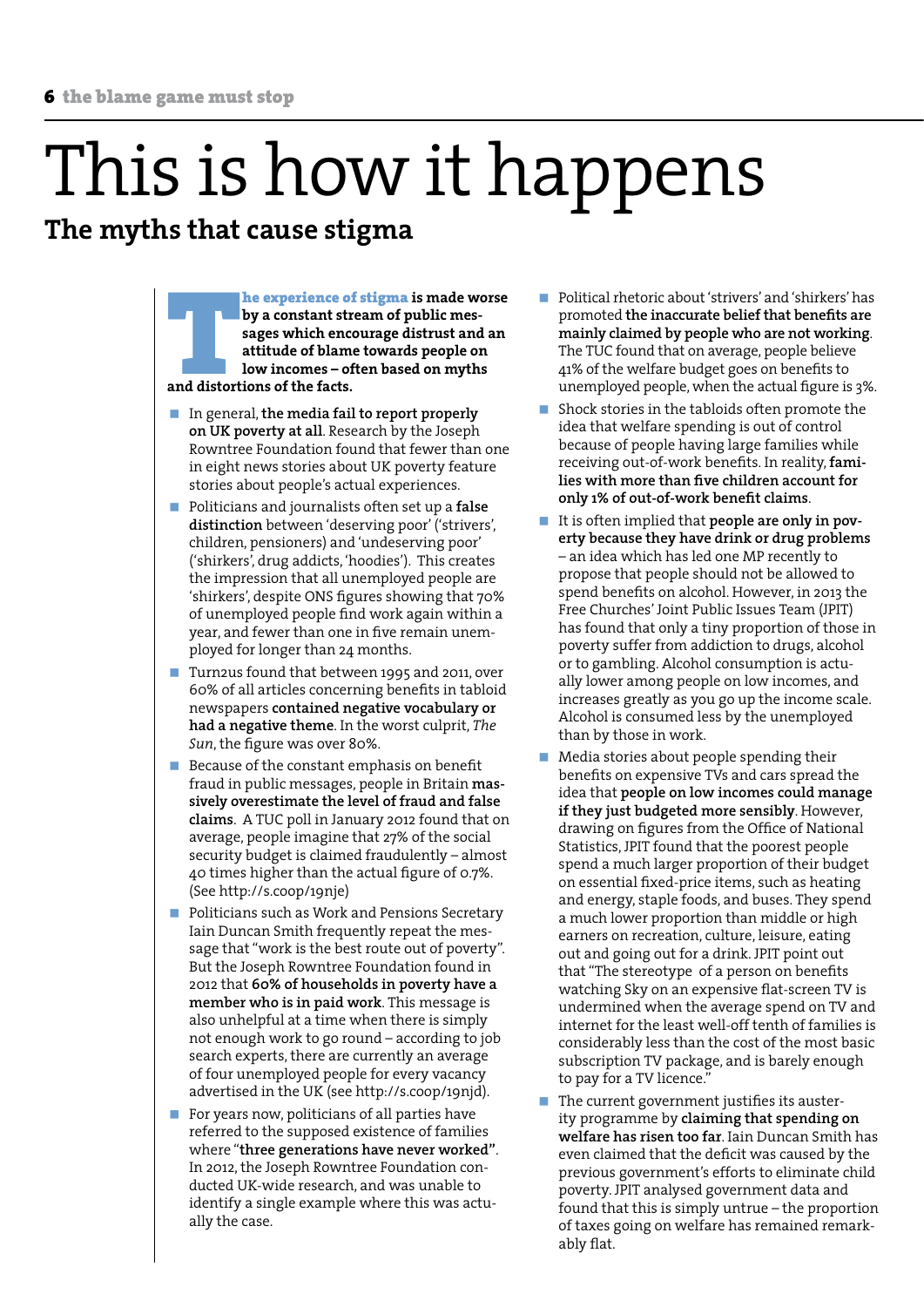# This is how it happens

## The myths that cause stigma

**The experience of stigma is made worse by a constant stream of public messages which encourage distrust and an attitude of blame towards people on low incomes – often based on myths and distortions of the facts.**

- In general, **the media fail to report properly on UK poverty at all**. Research by the Joseph Rowntree Foundation found that fewer than one in eight news stories about UK poverty feature stories about people's actual experiences.
- Politicians and journalists often set up a **false distinction** between 'deserving poor' ('strivers', children, pensioners) and 'undeserving poor' ('shirkers', drug addicts, 'hoodies'). This creates the impression that all unemployed people are 'shirkers', despite ONS figures showing that 70% of unemployed people find work again within a year, and fewer than one in five remain unemployed for longer than 24 months.
- Turn2us found that between 1995 and 2011, over 60% of all articles concerning benefits in tabloid newspapers **contained negative vocabulary or had a negative theme**. In the worst culprit, *The Sun*, the figure was over 80%.
- Because of the constant emphasis on benefit fraud in public messages, people in Britain **massively overestimate the level of fraud and false claims**. A TUC poll in January 2012 found that on average, people imagine that 27% of the social security budget is claimed fraudulently – almost 40 times higher than the actual figure of 0.7%. (See http://s.coop/19nje)
- Politicians such as Work and Pensions Secretary Iain Duncan Smith frequently repeat the message that "work is the best route out of poverty". But the Joseph Rowntree Foundation found in 2012 that **60% of households in poverty have a member who is in paid work**. This message is also unhelpful at a time when there is simply not enough work to go round – according to job search experts, there are currently an average of four unemployed people for every vacancy advertised in the UK (see http://s.coop/19njd).
- For years now, politicians of all parties have referred to the supposed existence of families where "**three generations have never worked**". In 2012, the Joseph Rowntree Foundation conducted UK-wide research, and was unable to identify a single example where this was actually the case.
- Political rhetoric about 'strivers' and 'shirkers' has promoted **the inaccurate belief that benefits are mainly claimed by people who are not working**. The TUC found that on average, people believe 41% of the welfare budget goes on benefits to unemployed people, when the actual figure is 3%.
- Shock stories in the tabloids often promote the idea that welfare spending is out of control because of people having large families while receiving out-of-work benefits. In reality, **families with more than five children account for only 1% of out-of-work benefit claims**.
- It is often implied that **people are only in poverty because they have drink or drug problems** – an idea which has led one MP recently to propose that people should not be allowed to spend benefits on alcohol. However, in 2013 the Free Churches' Joint Public Issues Team (JPIT) has found that only a tiny proportion of those in poverty suffer from addiction to drugs, alcohol or to gambling. Alcohol consumption is actually lower among people on low incomes, and increases greatly as you go up the income scale. Alcohol is consumed less by the unemployed than by those in work.
- Media stories about people spending their benefits on expensive TVs and cars spread the idea that **people on low incomes could manage if they just budgeted more sensibly**. However, drawing on figures from the Office of National Statistics, JPIT found that the poorest people spend a much larger proportion of their budget on essential fixed-price items, such as heating and energy, staple foods, and buses. They spend a much lower proportion than middle or high earners on recreation, culture, leisure, eating out and going out for a drink. JPIT point out that "The stereotype of a person on benefits watching Sky on an expensive flat-screen TV is undermined when the average spend on TV and internet for the least well-off tenth of families is considerably less than the cost of the most basic subscription TV package, and is barely enough to pay for a TV licence."
- The current government justifies its austerity programme by **claiming that spending on welfare has risen too far**. Iain Duncan Smith has even claimed that the deficit was caused by the previous government's efforts to eliminate child poverty. JPIT analysed government data and found that this is simply untrue – the proportion of taxes going on welfare has remained remarkably flat.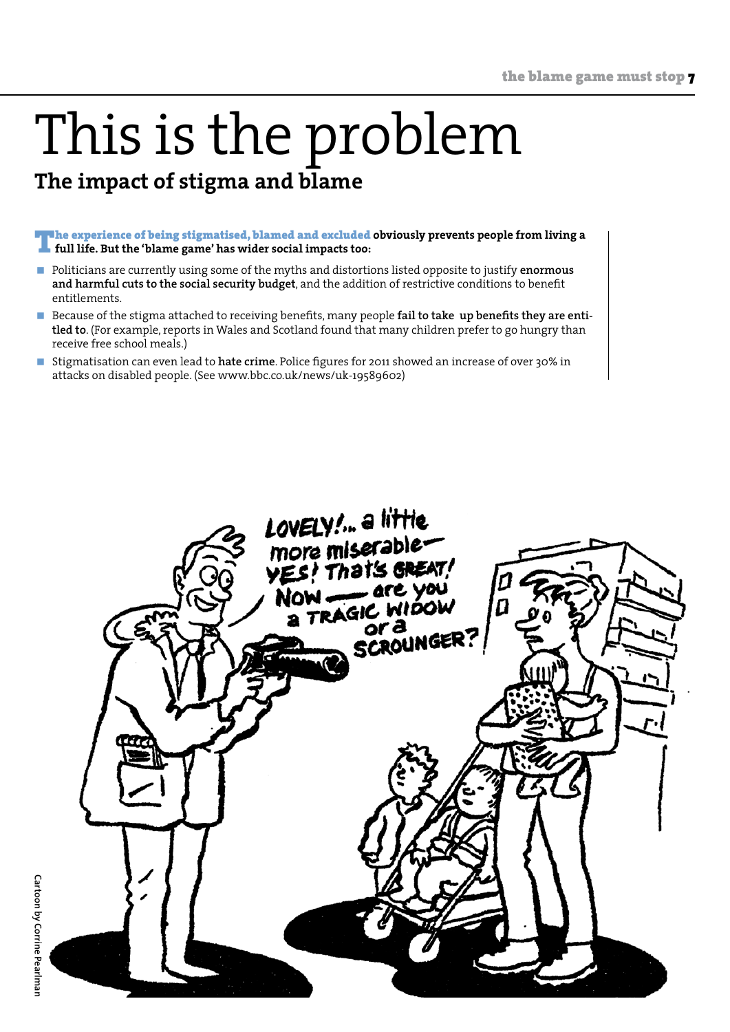# This is the problem

## The impact of stigma and blame

**The experience of being stigmatised, blamed and excluded obviously prevents people from living a full life. But the 'blame game' has wider social impacts too:**

- Politicians are currently using some of the myths and distortions listed opposite to justify **enormous and harmful cuts to the social security budget**, and the addition of restrictive conditions to benefit entitlements.
- Because of the stigma attached to receiving benefits, many people **fail to take up benefits they are entitled to**. (For example, reports in Wales and Scotland found that many children prefer to go hungry than receive free school meals.)
- Stigmatisation can even lead to **hate crime**. Police figures for 2011 showed an increase of over 30% in attacks on disabled people. (See www.bbc.co.uk/news/uk-19589602)

Cartoon by Corrine Pearlman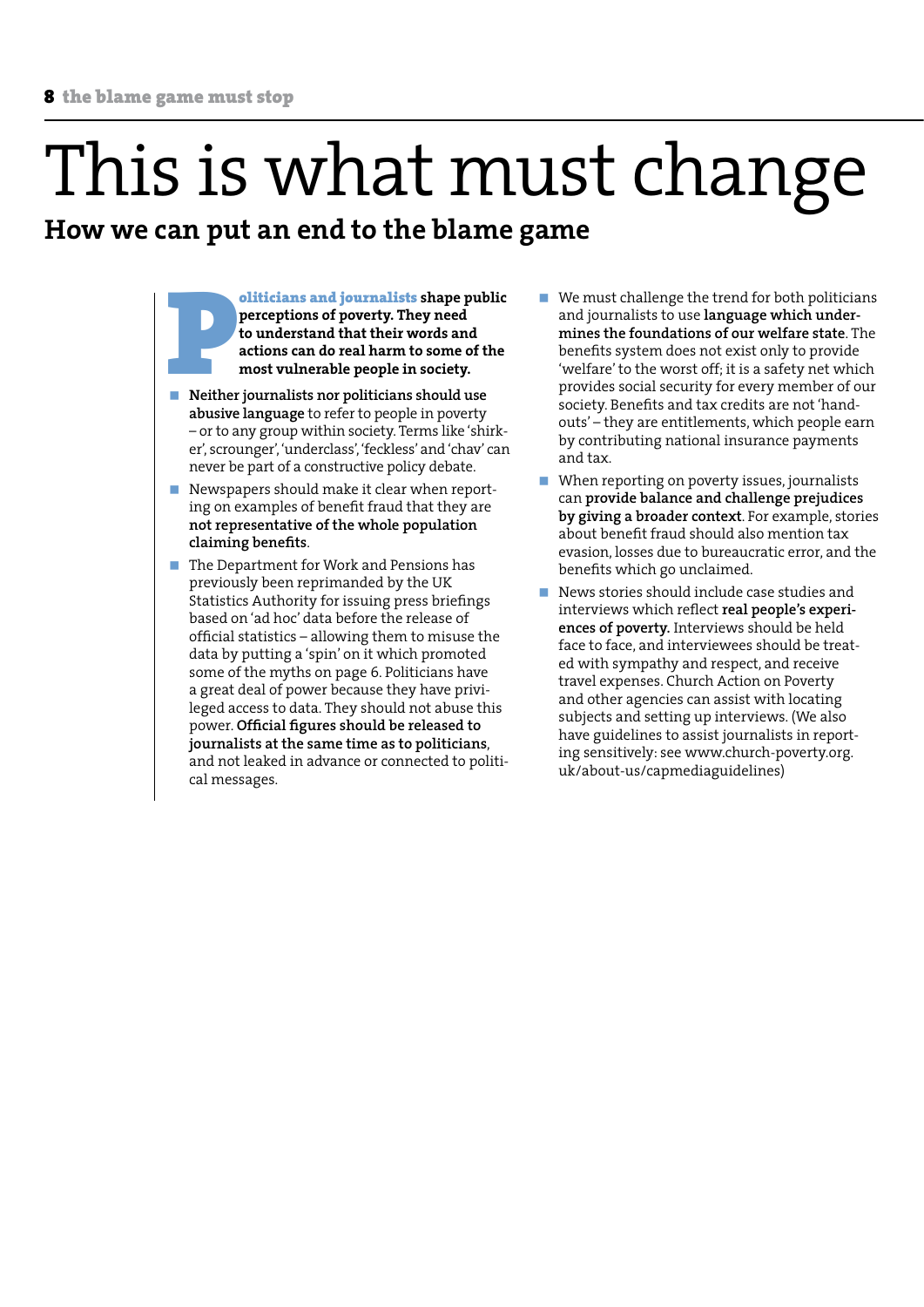# This is what must change

## How we can put an end to the blame game

**Politicians and journalists shape public perceptions of poverty. They need to understand that their words and actions can do real harm to some of the most vulnerable people in society.**

- **Neither journalists nor politicians should use abusive language** to refer to people in poverty – or to any group within society. Terms like 'shirker', scrounger', 'underclass', 'feckless' and 'chav' can never be part of a constructive policy debate.
- Newspapers should make it clear when reporting on examples of benefit fraud that they are **not representative of the whole population claiming benefits**.
- The Department for Work and Pensions has previously been reprimanded by the UK Statistics Authority for issuing press briefings based on 'ad hoc' data before the release of official statistics – allowing them to misuse the data by putting a 'spin' on it which promoted some of the myths on page 6. Politicians have a great deal of power because they have privileged access to data. They should not abuse this power. **Official figures should be released to journalists at the same time as to politicians**, and not leaked in advance or connected to political messages.
- We must challenge the trend for both politicians and journalists to use **language which undermines the foundations of our welfare state**. The benefits system does not exist only to provide 'welfare' to the worst off; it is a safety net which provides social security for every member of our society. Benefits and tax credits are not 'handouts' – they are entitlements, which people earn by contributing national insurance payments and tax.
- When reporting on poverty issues, journalists can **provide balance and challenge prejudices by giving a broader context**. For example, stories about benefit fraud should also mention tax evasion, losses due to bureaucratic error, and the benefits which go unclaimed.
- News stories should include case studies and interviews which reflect **real people's experiences of poverty.** Interviews should be held face to face, and interviewees should be treated with sympathy and respect, and receive travel expenses. Church Action on Poverty and other agencies can assist with locating subjects and setting up interviews. (We also have guidelines to assist journalists in reporting sensitively: see www.church-poverty.org.uk/about-us/capmediaguidelines)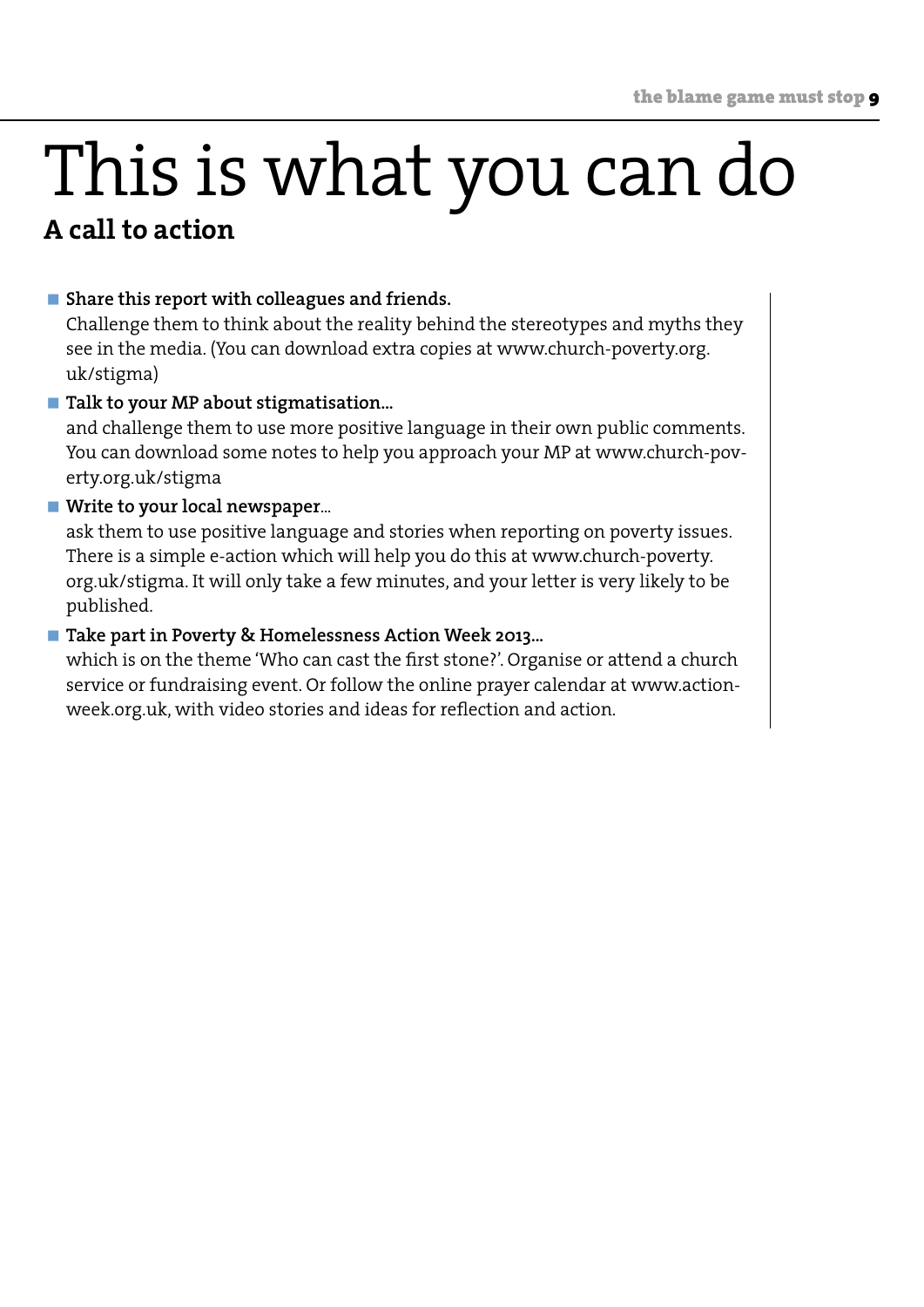# This is what you can do

## A call to action

- **Share this report with colleagues and friends.**
  Challenge them to think about the reality behind the stereotypes and myths they see in the media. (You can download extra copies at www.church-poverty.org.uk/stigma)
- **Talk to your MP about stigmatisation...**
  and challenge them to use more positive language in their own public comments. You can download some notes to help you approach your MP at www.church-poverty.org.uk/stigma
- **Write to your local newspaper...**
  ask them to use positive language and stories when reporting on poverty issues. There is a simple e-action which will help you do this at www.church-poverty.org.uk/stigma. It will only take a few minutes, and your letter is very likely to be published.
- **Take part in Poverty & Homelessness Action Week 2013...**
  which is on the theme 'Who can cast the first stone?'. Organise or attend a church service or fundraising event. Or follow the online prayer calendar at www.actionweek.org.uk, with video stories and ideas for reflection and action.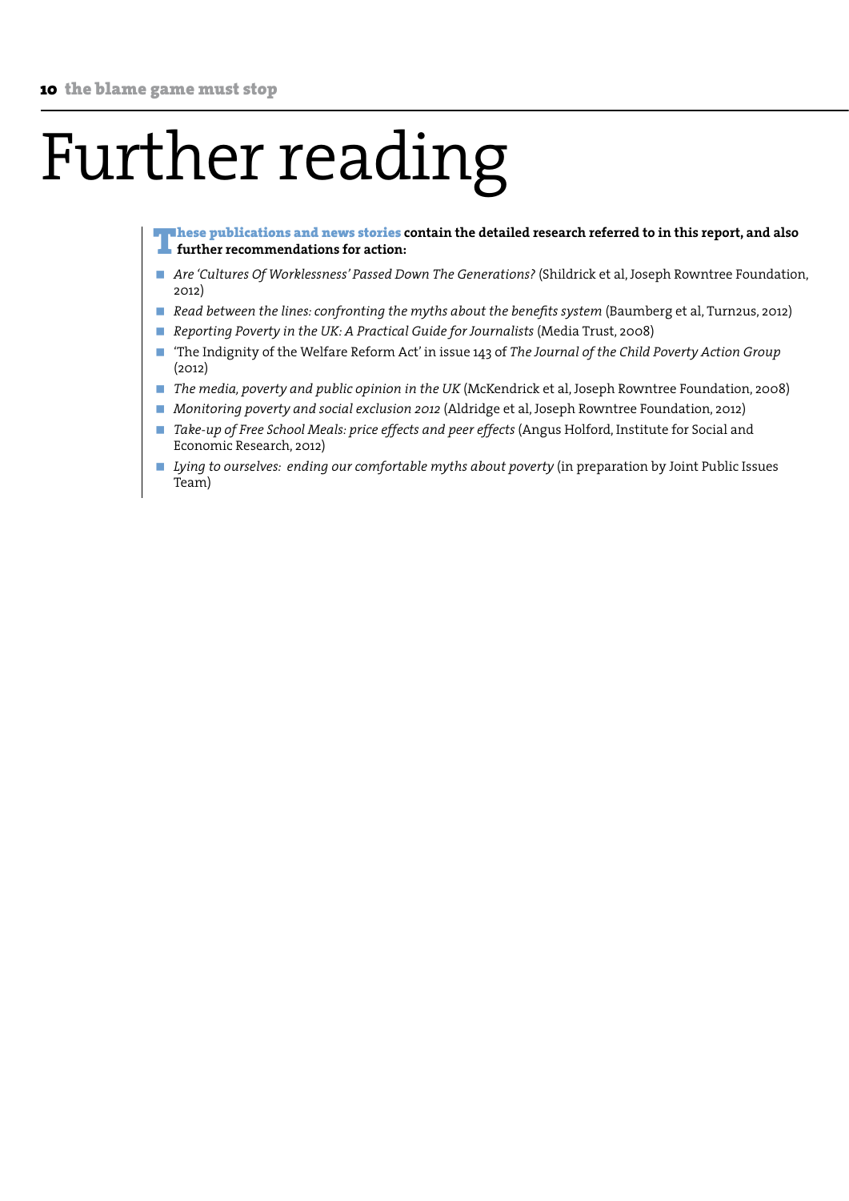# Further reading

**These publications and news stories contain the detailed research referred to in this report, and also further recommendations for action:**

- *Are 'Cultures Of Worklessness' Passed Down The Generations?* (Shildrick et al, Joseph Rowntree Foundation, 2012)
- *Read between the lines: confronting the myths about the benefits system* (Baumberg et al, Turn2us, 2012)
- *Reporting Poverty in the UK: A Practical Guide for Journalists* (Media Trust, 2008)
- 'The Indignity of the Welfare Reform Act' in issue 143 of *The Journal of the Child Poverty Action Group* (2012)
- *The media, poverty and public opinion in the UK* (McKendrick et al, Joseph Rowntree Foundation, 2008)
- *Monitoring poverty and social exclusion 2012* (Aldridge et al, Joseph Rowntree Foundation, 2012)
- *Take-up of Free School Meals: price effects and peer effects* (Angus Holford, Institute for Social and Economic Research, 2012)
- *Lying to ourselves: ending our comfortable myths about poverty* (in preparation by Joint Public Issues Team)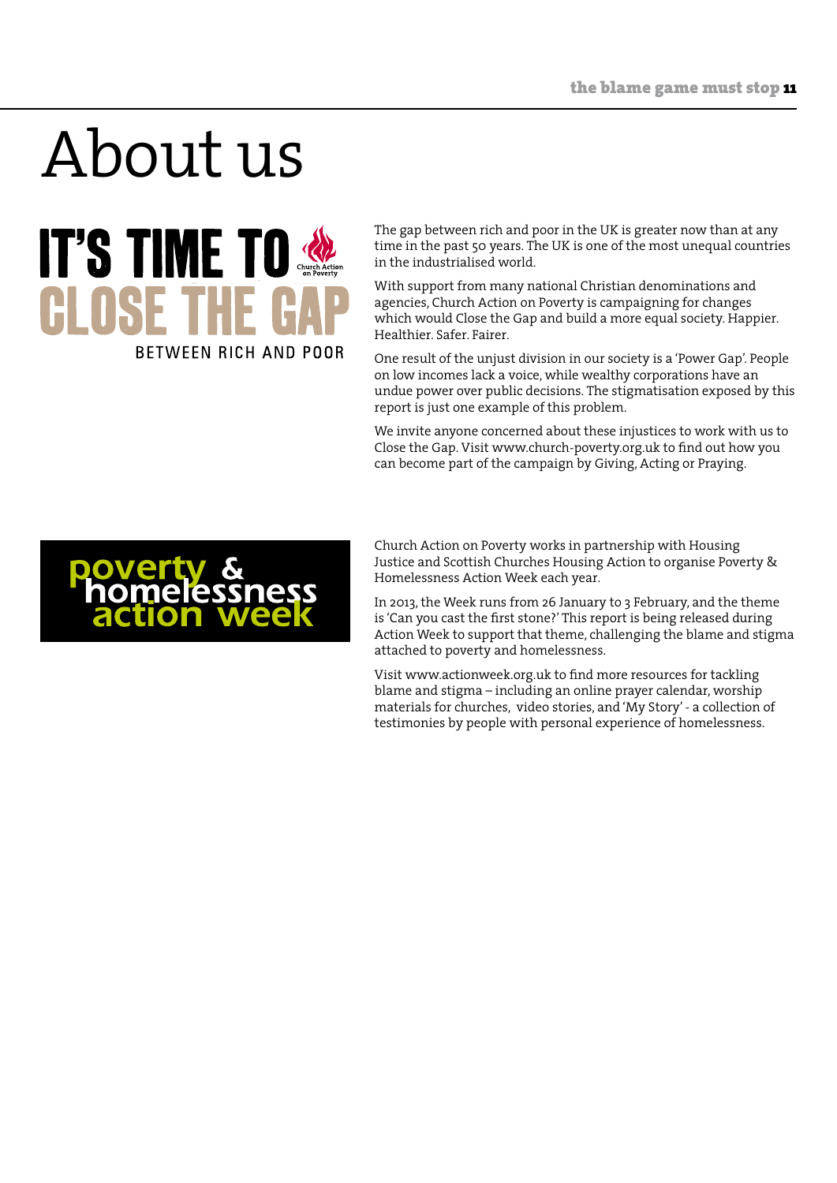# About us

IT'S TIME TO CLOSE THE GAP BETWEEN RICH AND POOR

The gap between rich and poor in the UK is greater now than at any time in the past 50 years. The UK is one of the most unequal countries in the industrialised world.

With support from many national Christian denominations and agencies, Church Action on Poverty is campaigning for changes which would Close the Gap and build a more equal society. Happier. Healthier. Safer. Fairer.

One result of the unjust division in our society is a 'Power Gap'. People on low incomes lack a voice, while wealthy corporations have an undue power over public decisions. The stigmatisation exposed by this report is just one example of this problem.

We invite anyone concerned about these injustices to work with us to Close the Gap. Visit www.church-poverty.org.uk to find out how you can become part of the campaign by Giving, Acting or Praying.

poverty & homelessness action week

Church Action on Poverty works in partnership with Housing Justice and Scottish Churches Housing Action to organise Poverty & Homelessness Action Week each year.

In 2013, the Week runs from 26 January to 3 February, and the theme is 'Can you cast the first stone?' This report is being released during Action Week to support that theme, challenging the blame and stigma attached to poverty and homelessness.

Visit www.actionweek.org.uk to find more resources for tackling blame and stigma – including an online prayer calendar, worship materials for churches, video stories, and 'My Story' - a collection of testimonies by people with personal experience of homelessness.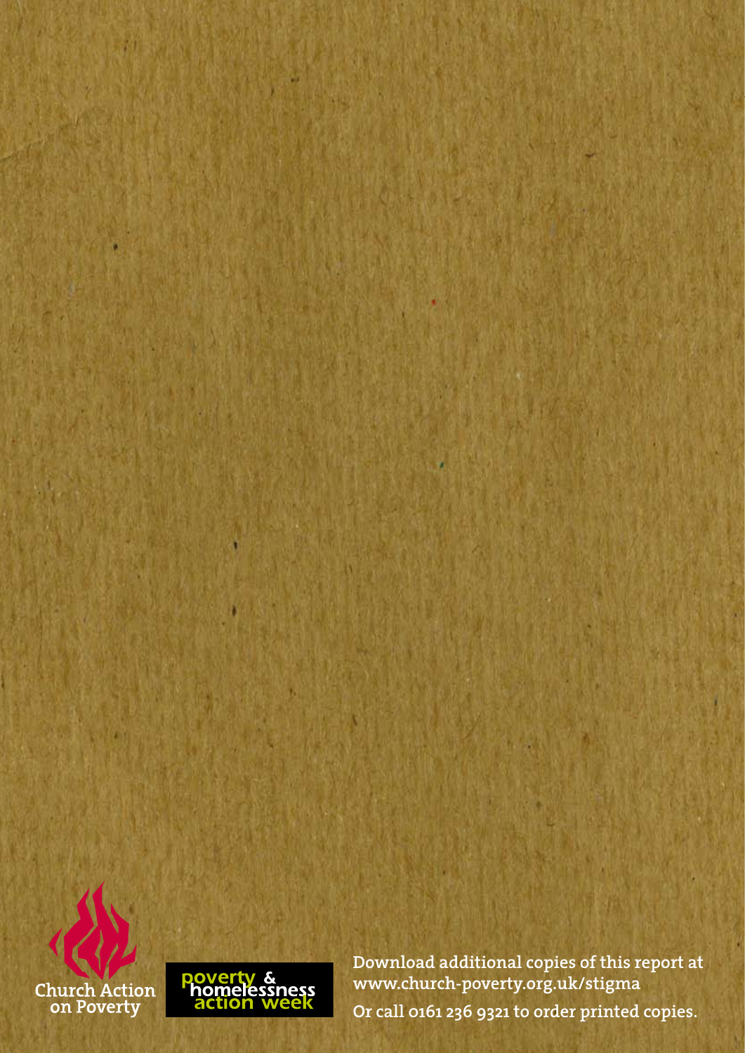Church Action on Poverty

poverty & homelessness action week

Download additional copies of this report at www.church-poverty.org.uk/stigma

Or call 0161 236 9321 to order printed copies.